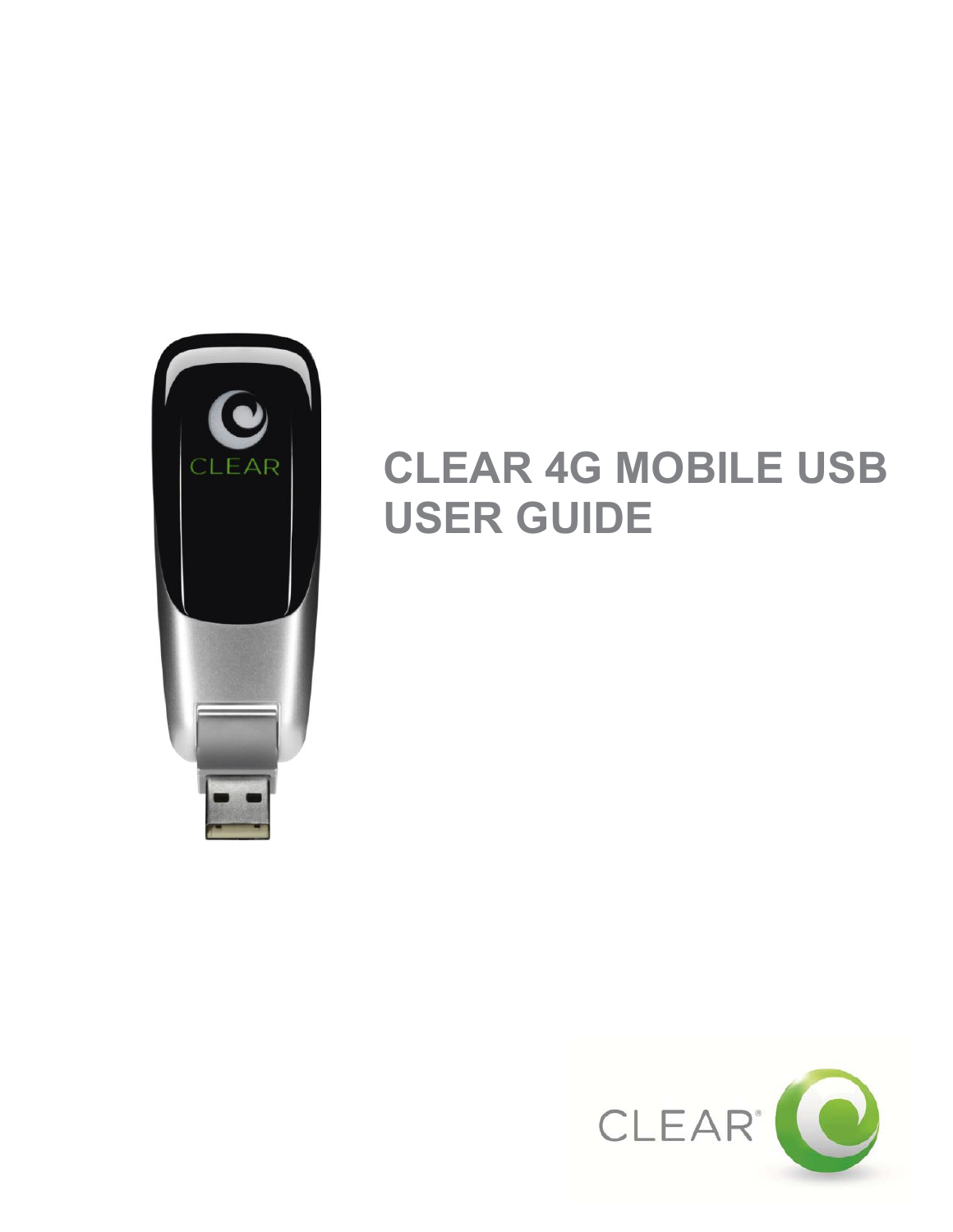# CLEAR 4G MOBILE USB USER GUIDE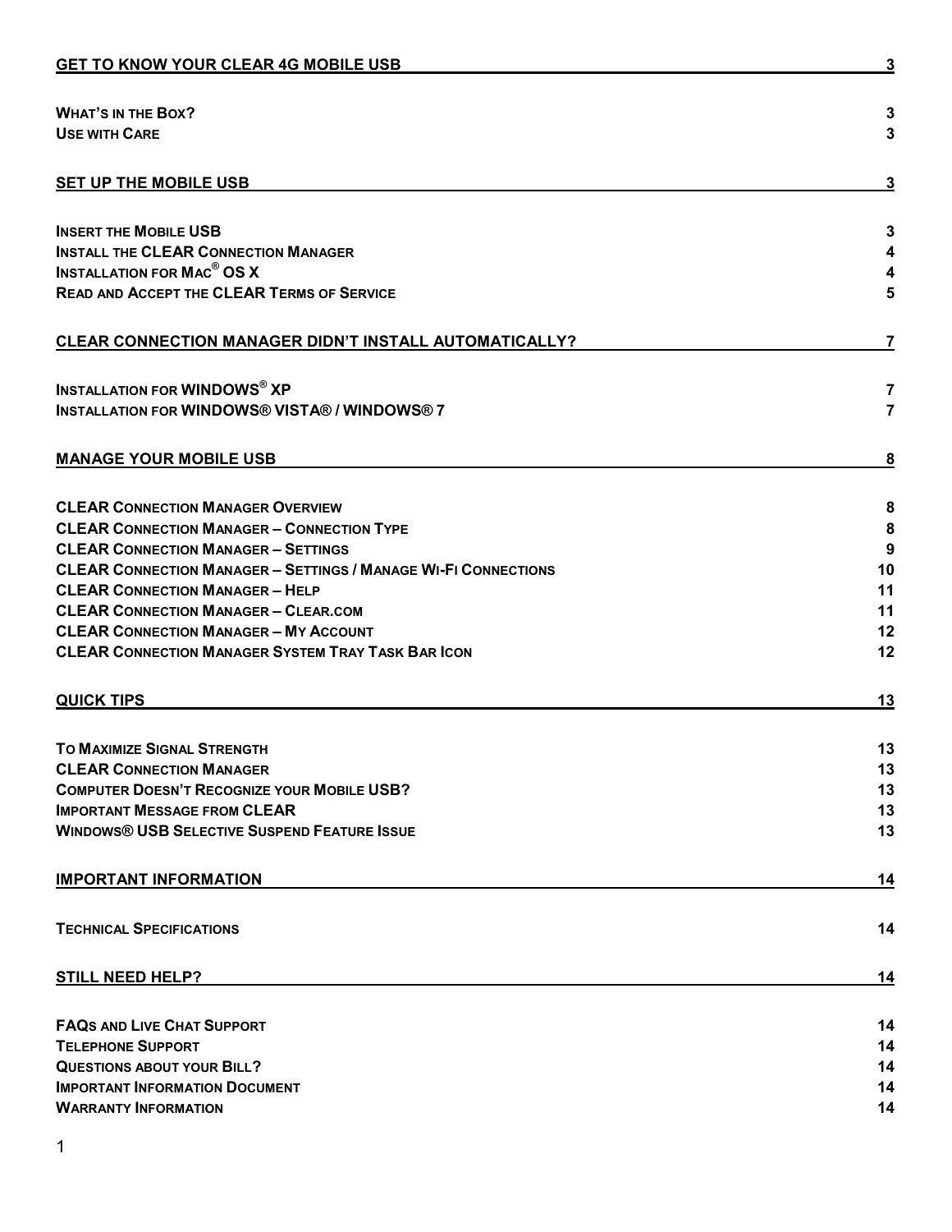| | |
|---|---|
| **GET TO KNOW YOUR CLEAR 4G MOBILE USB** | **3** |
| **WHAT'S IN THE BOX?** | **3** |
| **USE WITH CARE** | **3** |
| **SET UP THE MOBILE USB** | **3** |
| **INSERT THE MOBILE USB** | **3** |
| **INSTALL THE CLEAR CONNECTION MANAGER** | **4** |
| **INSTALLATION FOR MAC® OS X** | **4** |
| **READ AND ACCEPT THE CLEAR TERMS OF SERVICE** | **5** |
| **CLEAR CONNECTION MANAGER DIDN'T INSTALL AUTOMATICALLY?** | **7** |
| **INSTALLATION FOR WINDOWS® XP** | **7** |
| **INSTALLATION FOR WINDOWS® VISTA® / WINDOWS® 7** | **7** |
| **MANAGE YOUR MOBILE USB** | **8** |
| **CLEAR CONNECTION MANAGER OVERVIEW** | **8** |
| **CLEAR CONNECTION MANAGER – CONNECTION TYPE** | **8** |
| **CLEAR CONNECTION MANAGER – SETTINGS** | **9** |
| **CLEAR CONNECTION MANAGER – SETTINGS / MANAGE WI-FI CONNECTIONS** | **10** |
| **CLEAR CONNECTION MANAGER – HELP** | **11** |
| **CLEAR CONNECTION MANAGER – CLEAR.COM** | **11** |
| **CLEAR CONNECTION MANAGER – MY ACCOUNT** | **12** |
| **CLEAR CONNECTION MANAGER SYSTEM TRAY TASK BAR ICON** | **12** |
| **QUICK TIPS** | **13** |
| **TO MAXIMIZE SIGNAL STRENGTH** | **13** |
| **CLEAR CONNECTION MANAGER** | **13** |
| **COMPUTER DOESN'T RECOGNIZE YOUR MOBILE USB?** | **13** |
| **IMPORTANT MESSAGE FROM CLEAR** | **13** |
| **WINDOWS® USB SELECTIVE SUSPEND FEATURE ISSUE** | **13** |
| **IMPORTANT INFORMATION** | **14** |
| **TECHNICAL SPECIFICATIONS** | **14** |
| **STILL NEED HELP?** | **14** |
| **FAQS AND LIVE CHAT SUPPORT** | **14** |
| **TELEPHONE SUPPORT** | **14** |
| **QUESTIONS ABOUT YOUR BILL?** | **14** |
| **IMPORTANT INFORMATION DOCUMENT** | **14** |
| **WARRANTY INFORMATION** | **14** |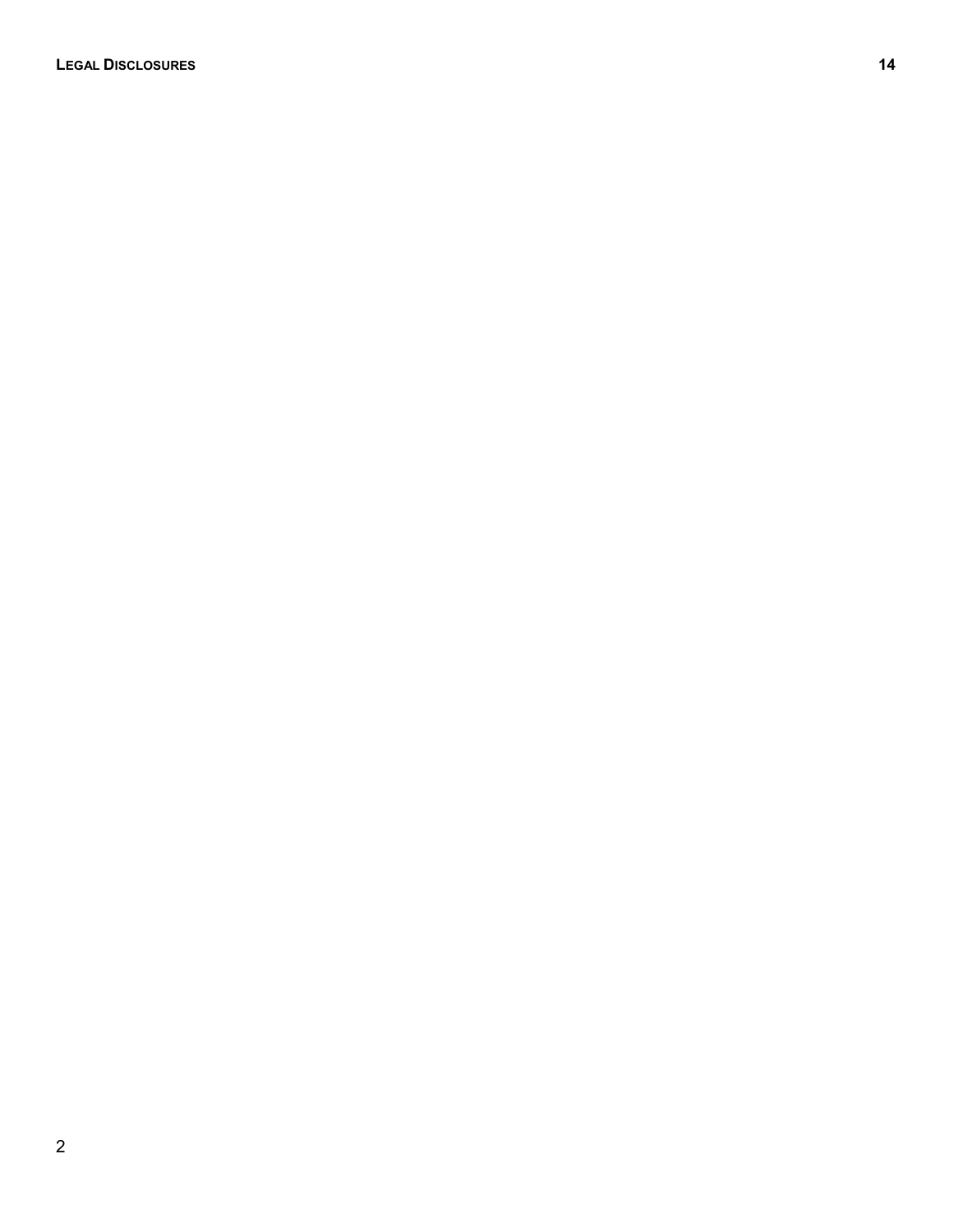**LEGAL DISCLOSURES** **14**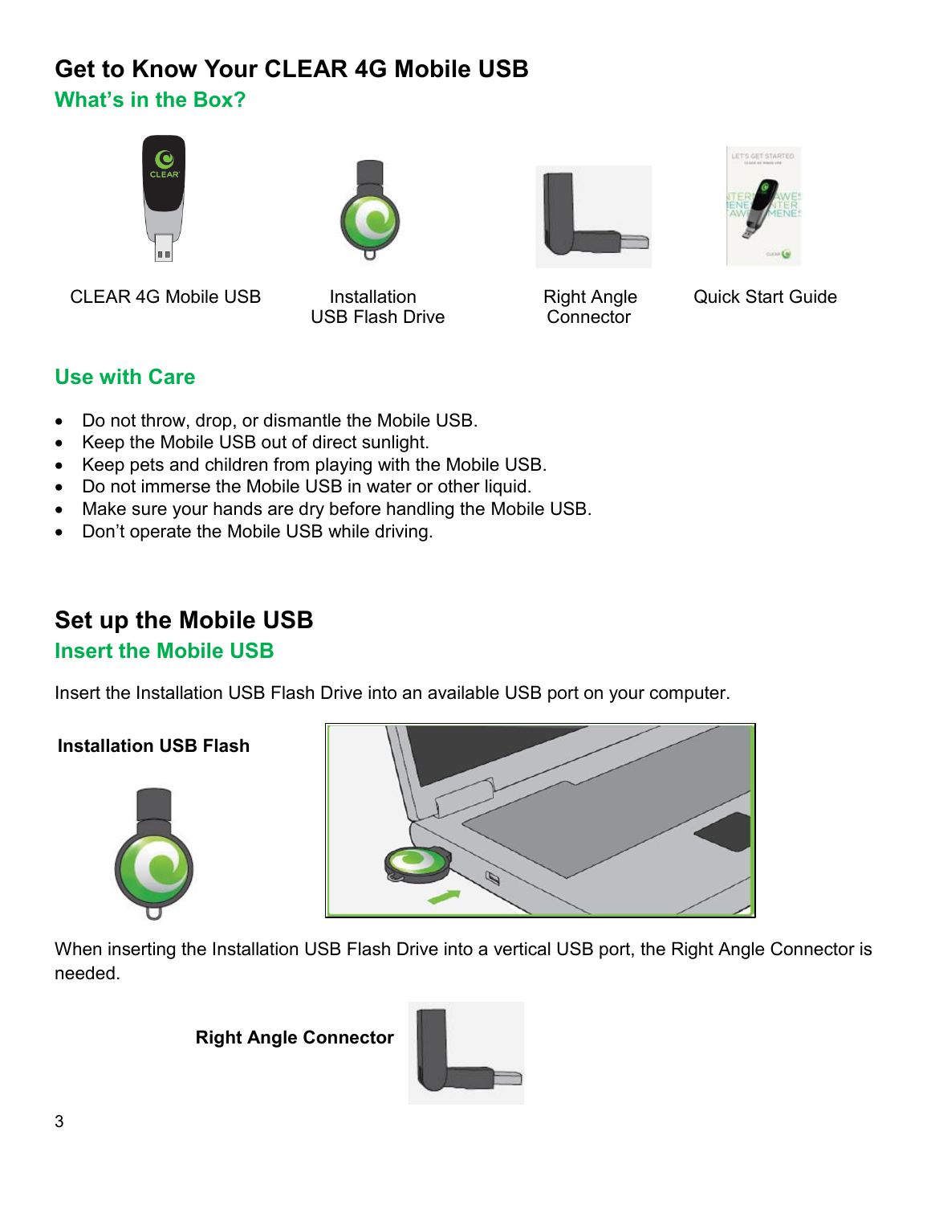# Get to Know Your CLEAR 4G Mobile USB

## What's in the Box?

CLEAR 4G Mobile USB

Installation USB Flash Drive

Right Angle Connector

Quick Start Guide

## Use with Care

- Do not throw, drop, or dismantle the Mobile USB.
- Keep the Mobile USB out of direct sunlight.
- Keep pets and children from playing with the Mobile USB.
- Do not immerse the Mobile USB in water or other liquid.
- Make sure your hands are dry before handling the Mobile USB.
- Don't operate the Mobile USB while driving.

# Set up the Mobile USB

## Insert the Mobile USB

Insert the Installation USB Flash Drive into an available USB port on your computer.

**Installation USB Flash**

When inserting the Installation USB Flash Drive into a vertical USB port, the Right Angle Connector is needed.

**Right Angle Connector**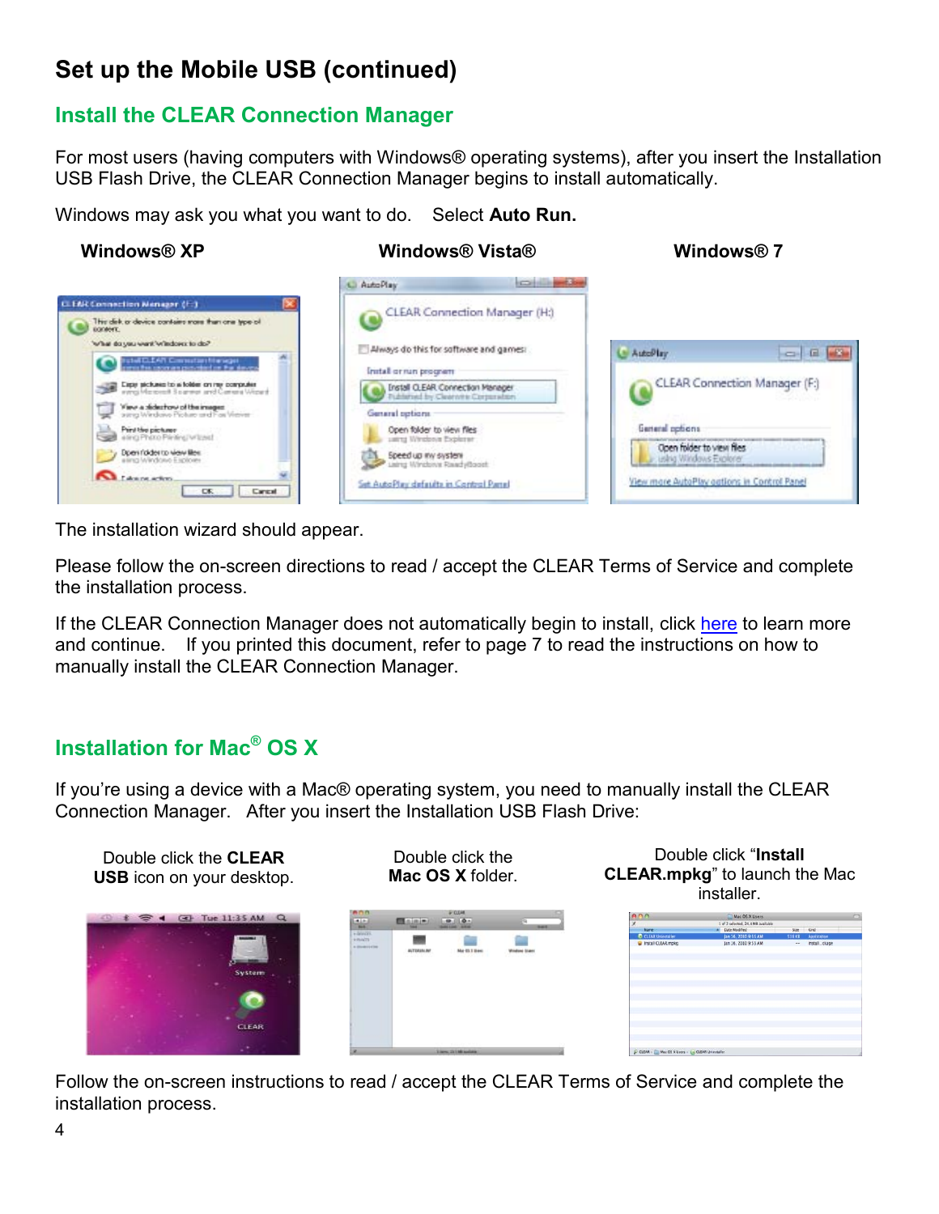# Set up the Mobile USB (continued)

## Install the CLEAR Connection Manager

For most users (having computers with Windows® operating systems), after you insert the Installation USB Flash Drive, the CLEAR Connection Manager begins to install automatically.

Windows may ask you what you want to do. Select **Auto Run.**

**Windows® XP** **Windows® Vista®** **Windows® 7**

The installation wizard should appear.

Please follow the on-screen directions to read / accept the CLEAR Terms of Service and complete the installation process.

If the CLEAR Connection Manager does not automatically begin to install, click here to learn more and continue. If you printed this document, refer to page 7 to read the instructions on how to manually install the CLEAR Connection Manager.

## Installation for Mac® OS X

If you're using a device with a Mac® operating system, you need to manually install the CLEAR Connection Manager. After you insert the Installation USB Flash Drive:

Double click the **CLEAR USB** icon on your desktop.

Double click the **Mac OS X** folder.

Double click "**Install CLEAR.mpkg**" to launch the Mac installer.

Follow the on-screen instructions to read / accept the CLEAR Terms of Service and complete the installation process.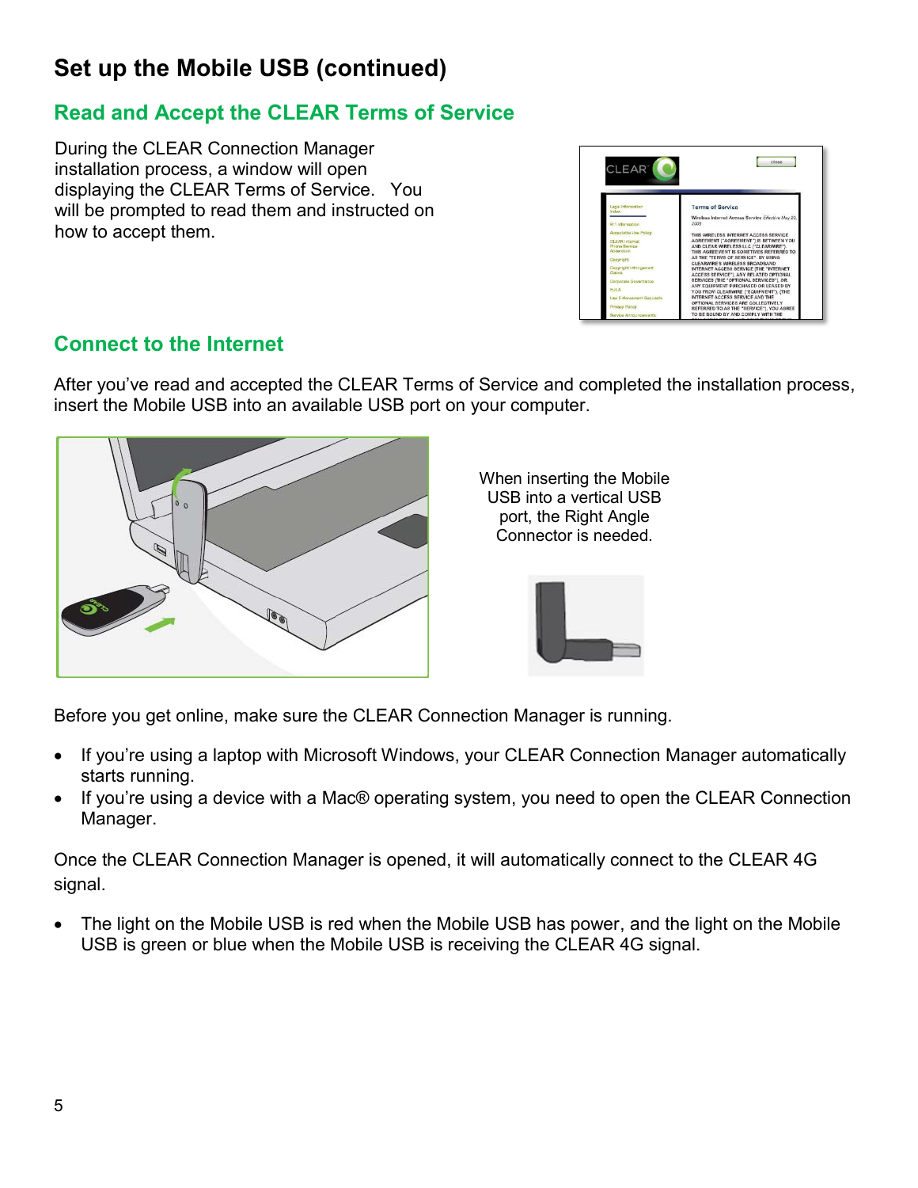# Set up the Mobile USB (continued)

## Read and Accept the CLEAR Terms of Service

During the CLEAR Connection Manager installation process, a window will open displaying the CLEAR Terms of Service. You will be prompted to read them and instructed on how to accept them.

## Connect to the Internet

After you've read and accepted the CLEAR Terms of Service and completed the installation process, insert the Mobile USB into an available USB port on your computer.

When inserting the Mobile USB into a vertical USB port, the Right Angle Connector is needed.

Before you get online, make sure the CLEAR Connection Manager is running.

- If you're using a laptop with Microsoft Windows, your CLEAR Connection Manager automatically starts running.
- If you're using a device with a Mac® operating system, you need to open the CLEAR Connection Manager.

Once the CLEAR Connection Manager is opened, it will automatically connect to the CLEAR 4G signal.

- The light on the Mobile USB is red when the Mobile USB has power, and the light on the Mobile USB is green or blue when the Mobile USB is receiving the CLEAR 4G signal.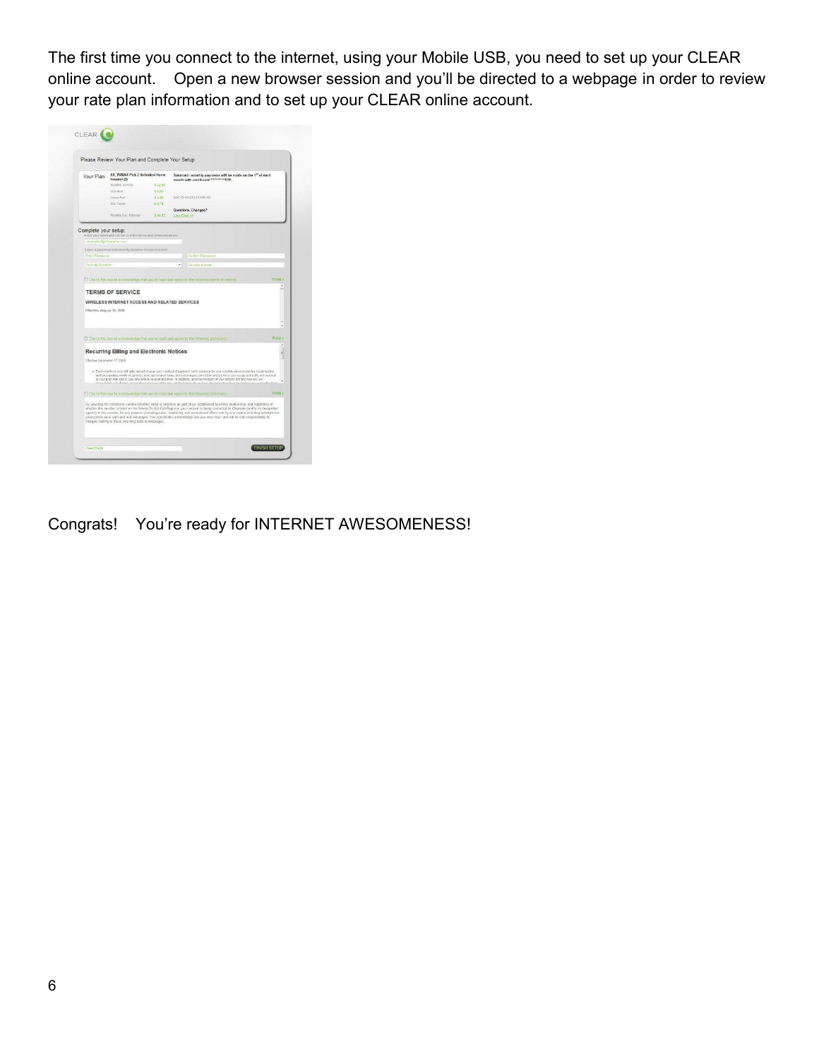The first time you connect to the internet, using your Mobile USB, you need to set up your CLEAR online account.   Open a new browser session and you'll be directed to a webpage in order to review your rate plan information and to set up your CLEAR online account.

Congrats!   You're ready for INTERNET AWESOMENESS!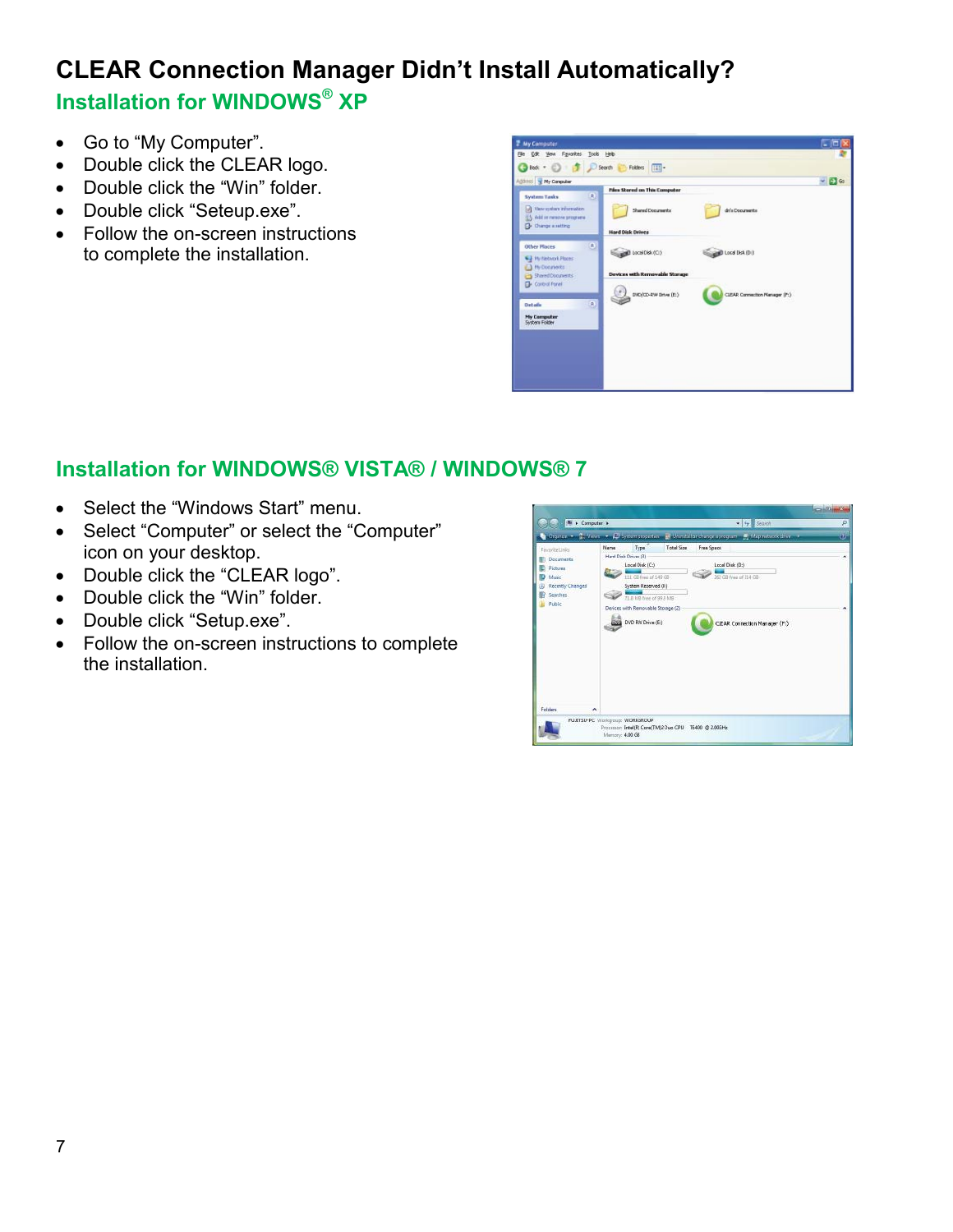# CLEAR Connection Manager Didn't Install Automatically?

## Installation for WINDOWS® XP

- Go to "My Computer".
- Double click the CLEAR logo.
- Double click the "Win" folder.
- Double click "Seteup.exe".
- Follow the on-screen instructions to complete the installation.

## Installation for WINDOWS® VISTA® / WINDOWS® 7

- Select the "Windows Start" menu.
- Select "Computer" or select the "Computer" icon on your desktop.
- Double click the "CLEAR logo".
- Double click the "Win" folder.
- Double click "Setup.exe".
- Follow the on-screen instructions to complete the installation.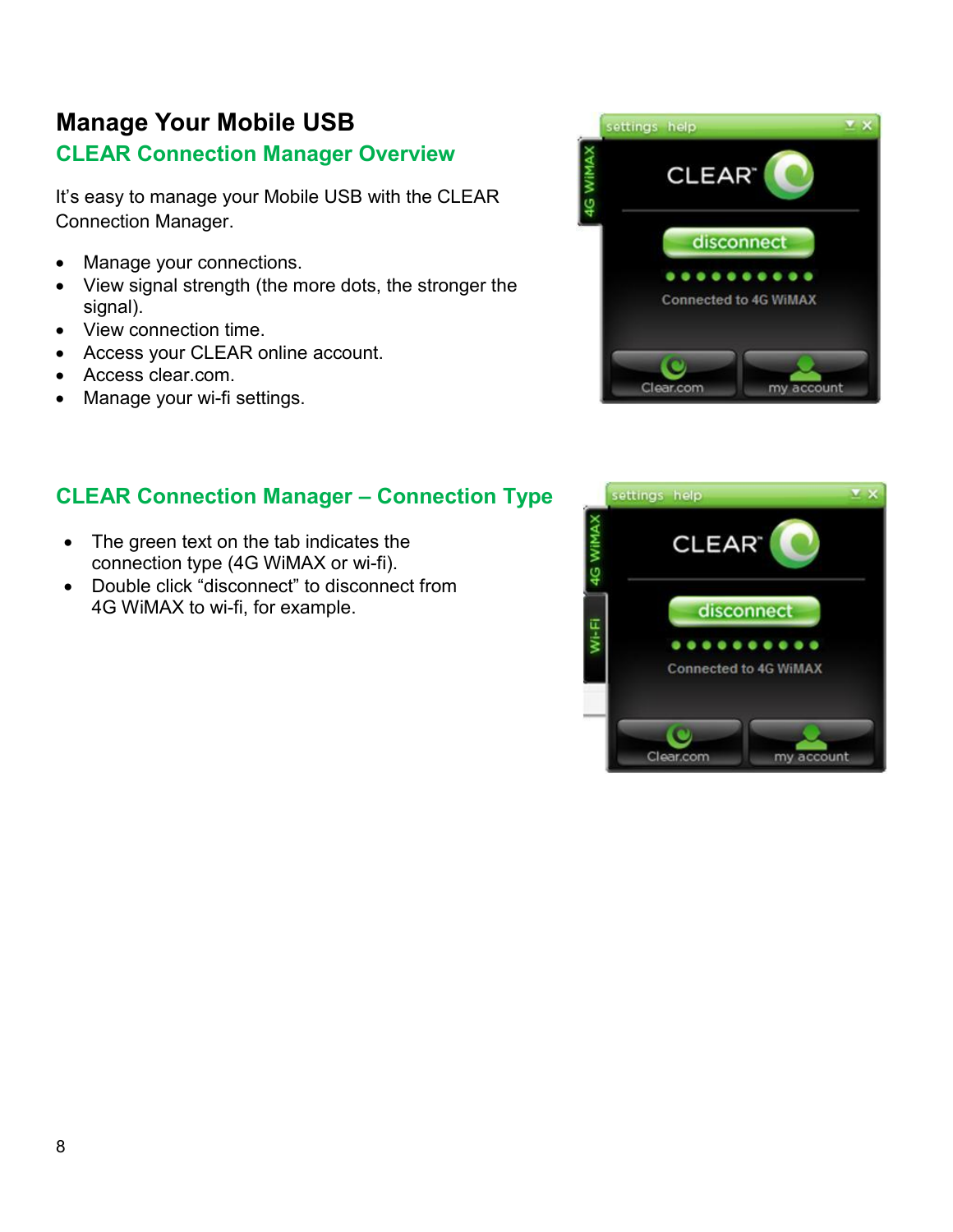# Manage Your Mobile USB

## CLEAR Connection Manager Overview

It's easy to manage your Mobile USB with the CLEAR Connection Manager.

- Manage your connections.
- View signal strength (the more dots, the stronger the signal).
- View connection time.
- Access your CLEAR online account.
- Access clear.com.
- Manage your wi-fi settings.

## CLEAR Connection Manager – Connection Type

- The green text on the tab indicates the connection type (4G WiMAX or wi-fi).
- Double click "disconnect" to disconnect from 4G WiMAX to wi-fi, for example.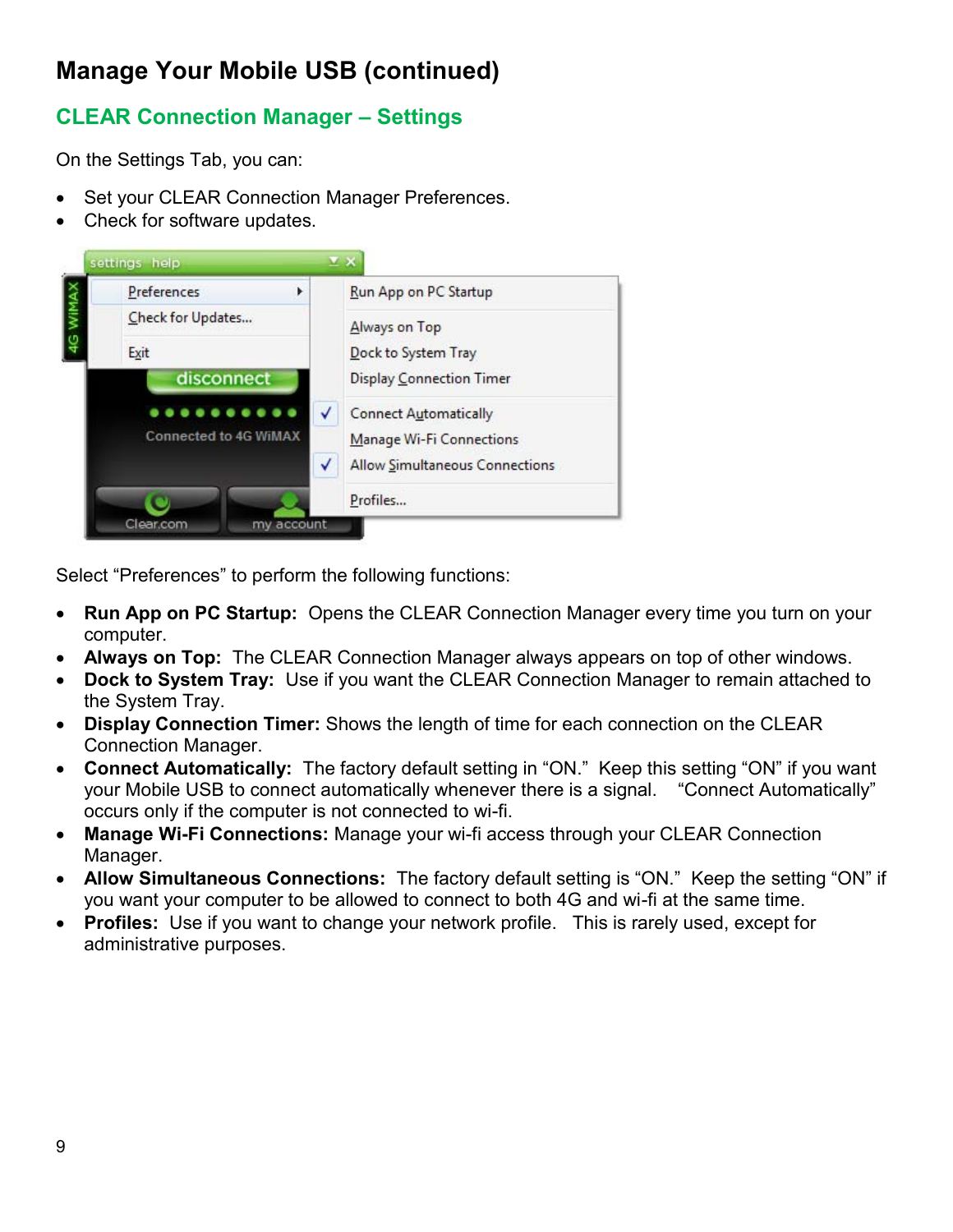# Manage Your Mobile USB (continued)

## CLEAR Connection Manager – Settings

On the Settings Tab, you can:

- Set your CLEAR Connection Manager Preferences.
- Check for software updates.

Select "Preferences" to perform the following functions:

- **Run App on PC Startup:** Opens the CLEAR Connection Manager every time you turn on your computer.
- **Always on Top:** The CLEAR Connection Manager always appears on top of other windows.
- **Dock to System Tray:** Use if you want the CLEAR Connection Manager to remain attached to the System Tray.
- **Display Connection Timer:** Shows the length of time for each connection on the CLEAR Connection Manager.
- **Connect Automatically:** The factory default setting in "ON." Keep this setting "ON" if you want your Mobile USB to connect automatically whenever there is a signal. "Connect Automatically" occurs only if the computer is not connected to wi-fi.
- **Manage Wi-Fi Connections:** Manage your wi-fi access through your CLEAR Connection Manager.
- **Allow Simultaneous Connections:** The factory default setting is "ON." Keep the setting "ON" if you want your computer to be allowed to connect to both 4G and wi-fi at the same time.
- **Profiles:** Use if you want to change your network profile. This is rarely used, except for administrative purposes.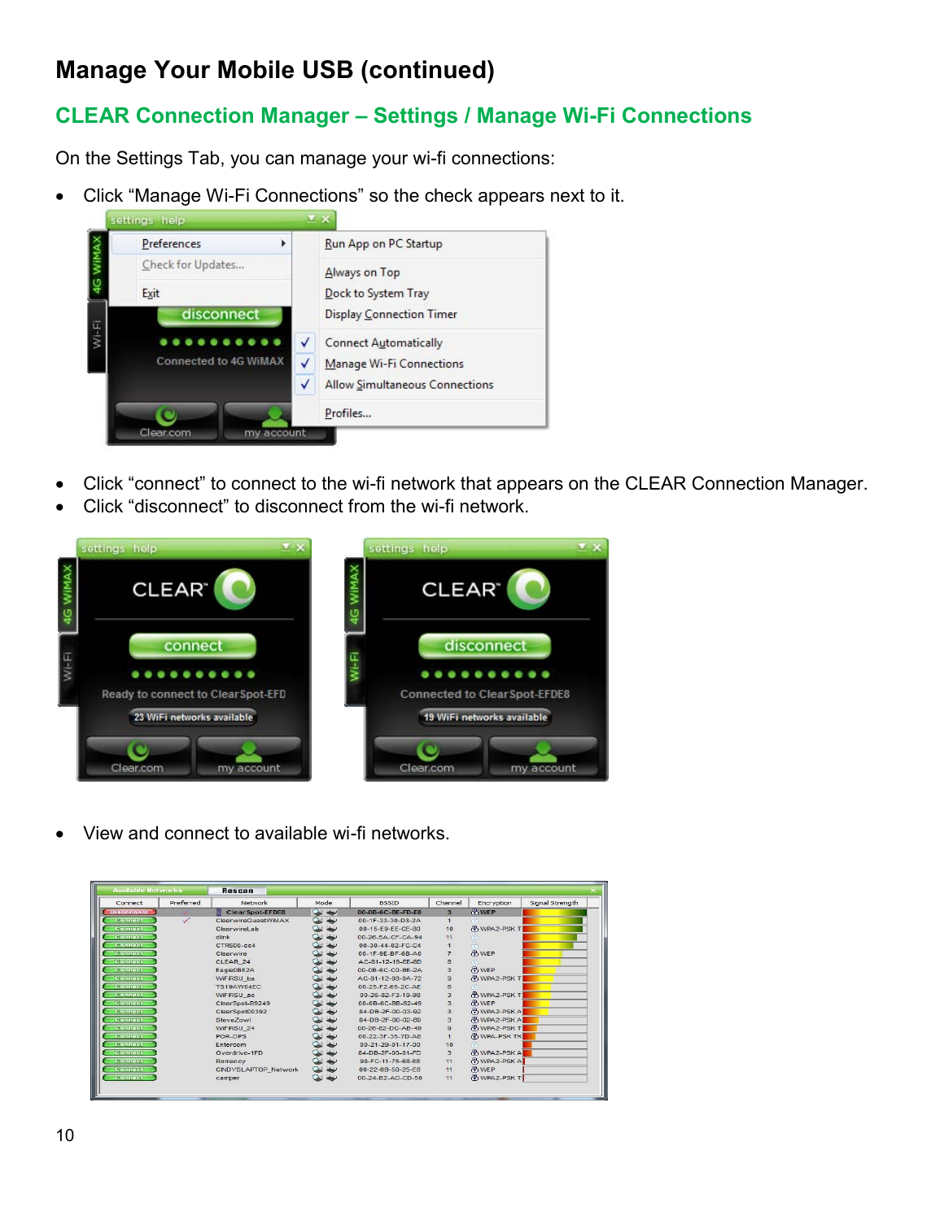# Manage Your Mobile USB (continued)

## CLEAR Connection Manager – Settings / Manage Wi-Fi Connections

On the Settings Tab, you can manage your wi-fi connections:

- Click "Manage Wi-Fi Connections" so the check appears next to it.

- Click "connect" to connect to the wi-fi network that appears on the CLEAR Connection Manager.
- Click "disconnect" to disconnect from the wi-fi network.

- View and connect to available wi-fi networks.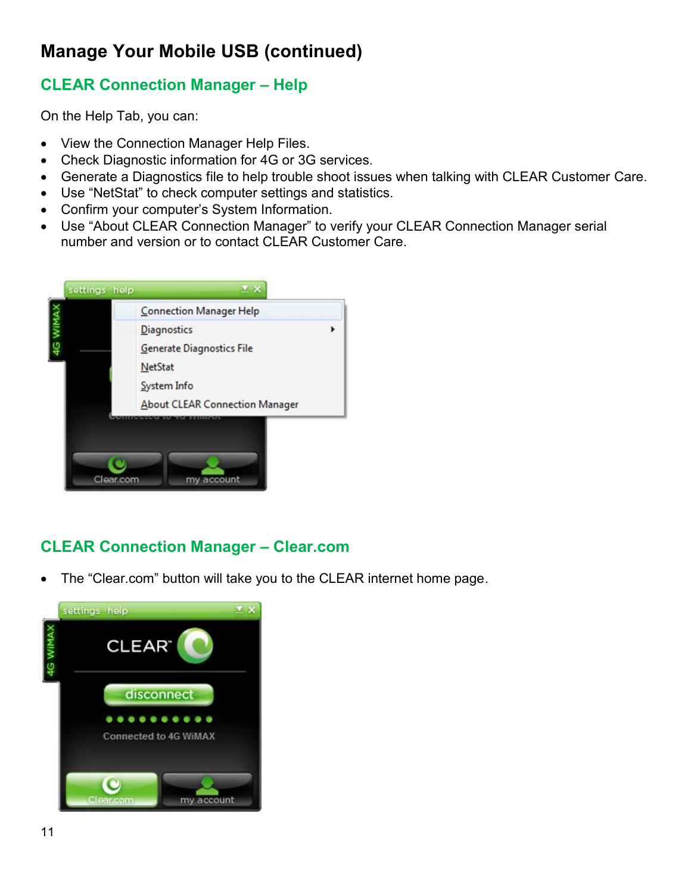# Manage Your Mobile USB (continued)

## CLEAR Connection Manager – Help

On the Help Tab, you can:

- View the Connection Manager Help Files.
- Check Diagnostic information for 4G or 3G services.
- Generate a Diagnostics file to help trouble shoot issues when talking with CLEAR Customer Care.
- Use “NetStat” to check computer settings and statistics.
- Confirm your computer’s System Information.
- Use “About CLEAR Connection Manager” to verify your CLEAR Connection Manager serial number and version or to contact CLEAR Customer Care.

## CLEAR Connection Manager – Clear.com

- The “Clear.com” button will take you to the CLEAR internet home page.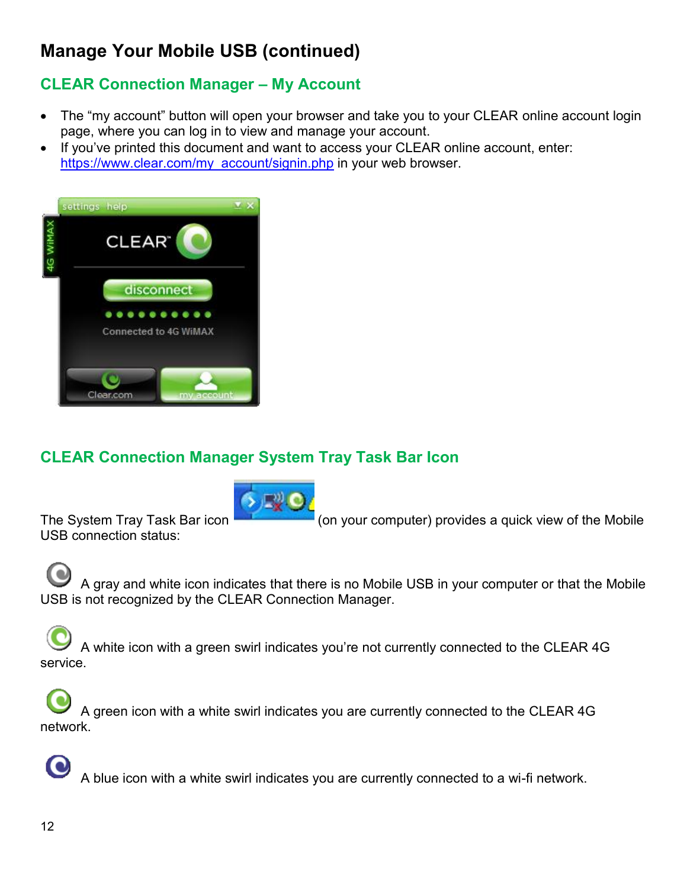# Manage Your Mobile USB (continued)

## CLEAR Connection Manager – My Account

- The "my account" button will open your browser and take you to your CLEAR online account login page, where you can log in to view and manage your account.
- If you've printed this document and want to access your CLEAR online account, enter: https://www.clear.com/my_account/signin.php in your web browser.

## CLEAR Connection Manager System Tray Task Bar Icon

The System Tray Task Bar icon (on your computer) provides a quick view of the Mobile USB connection status:

A gray and white icon indicates that there is no Mobile USB in your computer or that the Mobile USB is not recognized by the CLEAR Connection Manager.

A white icon with a green swirl indicates you're not currently connected to the CLEAR 4G service.

A green icon with a white swirl indicates you are currently connected to the CLEAR 4G network.

A blue icon with a white swirl indicates you are currently connected to a wi-fi network.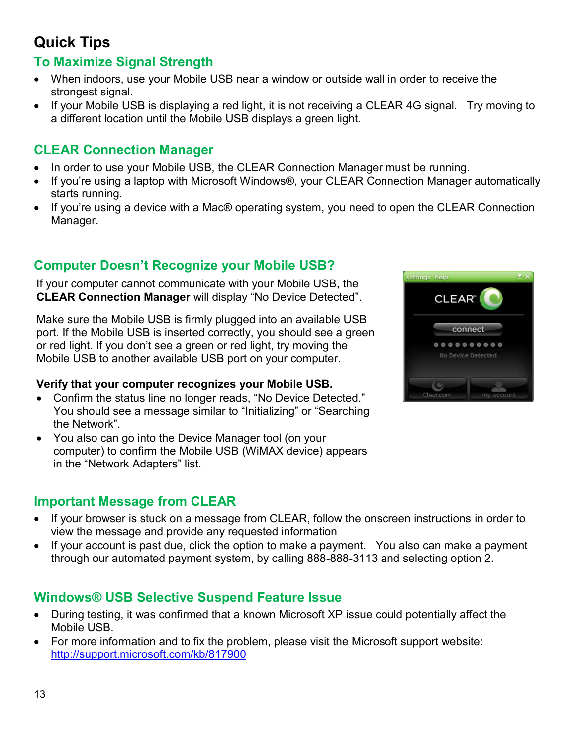# Quick Tips

## To Maximize Signal Strength

- When indoors, use your Mobile USB near a window or outside wall in order to receive the strongest signal.
- If your Mobile USB is displaying a red light, it is not receiving a CLEAR 4G signal. Try moving to a different location until the Mobile USB displays a green light.

## CLEAR Connection Manager

- In order to use your Mobile USB, the CLEAR Connection Manager must be running.
- If you're using a laptop with Microsoft Windows®, your CLEAR Connection Manager automatically starts running.
- If you're using a device with a Mac® operating system, you need to open the CLEAR Connection Manager.

## Computer Doesn't Recognize your Mobile USB?

If your computer cannot communicate with your Mobile USB, the **CLEAR Connection Manager** will display "No Device Detected".

Make sure the Mobile USB is firmly plugged into an available USB port. If the Mobile USB is inserted correctly, you should see a green or red light. If you don't see a green or red light, try moving the Mobile USB to another available USB port on your computer.

**Verify that your computer recognizes your Mobile USB.**

- Confirm the status line no longer reads, "No Device Detected." You should see a message similar to "Initializing" or "Searching the Network".
- You also can go into the Device Manager tool (on your computer) to confirm the Mobile USB (WiMAX device) appears in the "Network Adapters" list.

## Important Message from CLEAR

- If your browser is stuck on a message from CLEAR, follow the onscreen instructions in order to view the message and provide any requested information
- If your account is past due, click the option to make a payment. You also can make a payment through our automated payment system, by calling 888-888-3113 and selecting option 2.

## Windows® USB Selective Suspend Feature Issue

- During testing, it was confirmed that a known Microsoft XP issue could potentially affect the Mobile USB.
- For more information and to fix the problem, please visit the Microsoft support website: http://support.microsoft.com/kb/817900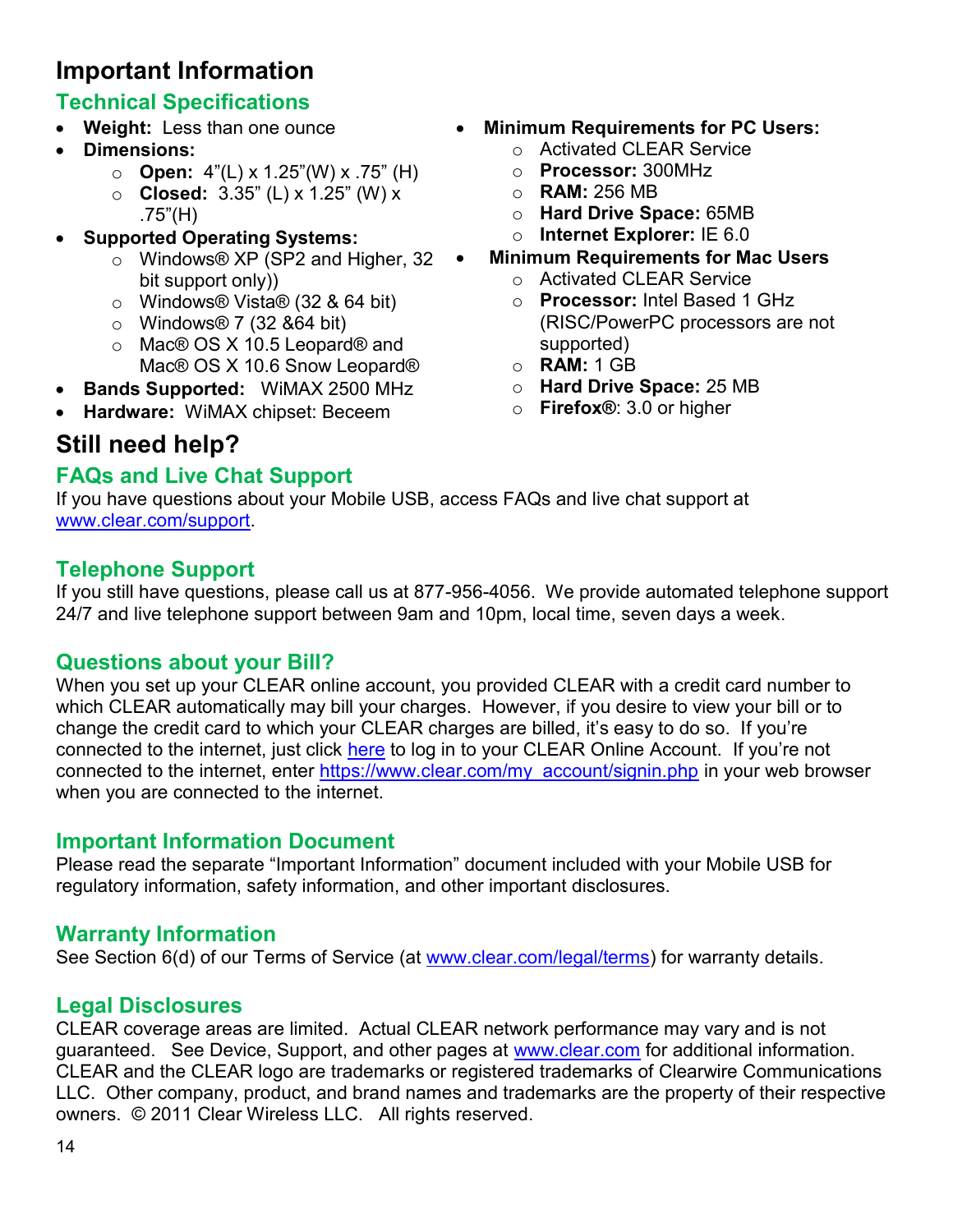# Important Information

## Technical Specifications

- **Weight:** Less than one ounce
- **Dimensions:**
  - **Open:** 4"(L) x 1.25"(W) x .75" (H)
  - **Closed:** 3.35" (L) x 1.25" (W) x .75"(H)
- **Supported Operating Systems:**
  - Windows® XP (SP2 and Higher, 32 bit support only))
  - Windows® Vista® (32 & 64 bit)
  - Windows® 7 (32 &64 bit)
  - Mac® OS X 10.5 Leopard® and Mac® OS X 10.6 Snow Leopard®
- **Bands Supported:** WiMAX 2500 MHz
- **Hardware:** WiMAX chipset: Beceem
- **Minimum Requirements for PC Users:**
  - Activated CLEAR Service
  - **Processor:** 300MHz
  - **RAM:** 256 MB
  - **Hard Drive Space:** 65MB
  - **Internet Explorer:** IE 6.0
- **Minimum Requirements for Mac Users**
  - Activated CLEAR Service
  - **Processor:** Intel Based 1 GHz (RISC/PowerPC processors are not supported)
  - **RAM:** 1 GB
  - **Hard Drive Space:** 25 MB
  - **Firefox®**: 3.0 or higher

# Still need help?

## FAQs and Live Chat Support

If you have questions about your Mobile USB, access FAQs and live chat support at [www.clear.com/support](www.clear.com/support).

## Telephone Support

If you still have questions, please call us at 877-956-4056. We provide automated telephone support 24/7 and live telephone support between 9am and 10pm, local time, seven days a week.

## Questions about your Bill?

When you set up your CLEAR online account, you provided CLEAR with a credit card number to which CLEAR automatically may bill your charges. However, if you desire to view your bill or to change the credit card to which your CLEAR charges are billed, it's easy to do so. If you're connected to the internet, just click here to log in to your CLEAR Online Account. If you're not connected to the internet, enter https://www.clear.com/my_account/signin.php in your web browser when you are connected to the internet.

## Important Information Document

Please read the separate "Important Information" document included with your Mobile USB for regulatory information, safety information, and other important disclosures.

## Warranty Information

See Section 6(d) of our Terms of Service (at www.clear.com/legal/terms) for warranty details.

## Legal Disclosures

CLEAR coverage areas are limited. Actual CLEAR network performance may vary and is not guaranteed. See Device, Support, and other pages at www.clear.com for additional information. CLEAR and the CLEAR logo are trademarks or registered trademarks of Clearwire Communications LLC. Other company, product, and brand names and trademarks are the property of their respective owners. © 2011 Clear Wireless LLC. All rights reserved.